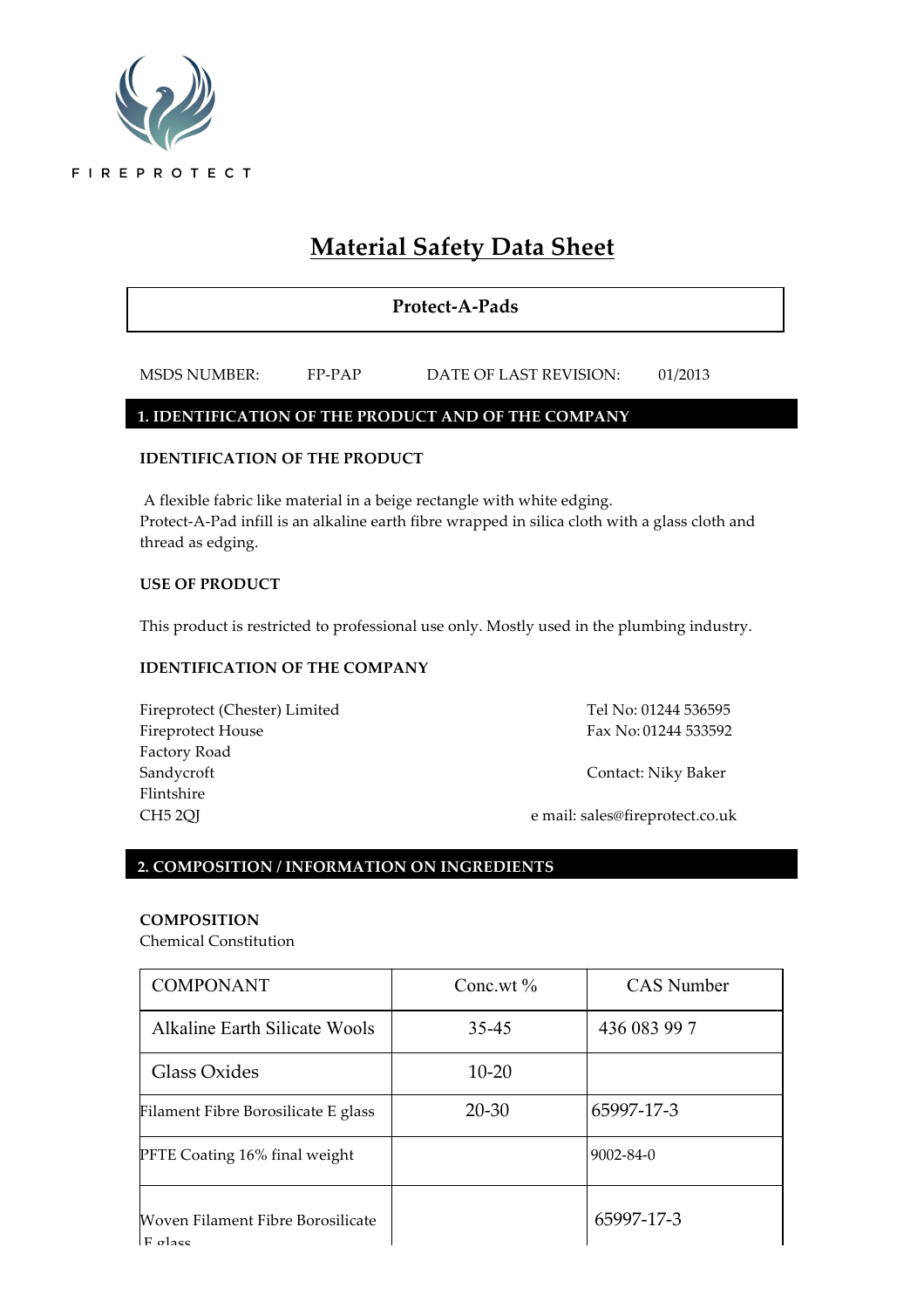FIREPROTECT

# Material Safety Data Sheet

**Protect-A-Pads**

MSDS NUMBER: FP-PAP    DATE OF LAST REVISION: 01/2013

## 1. IDENTIFICATION OF THE PRODUCT AND OF THE COMPANY

### IDENTIFICATION OF THE PRODUCT

A flexible fabric like material in a beige rectangle with white edging.
Protect-A-Pad infill is an alkaline earth fibre wrapped in silica cloth with a glass cloth and thread as edging.

### USE OF PRODUCT

This product is restricted to professional use only. Mostly used in the plumbing industry.

### IDENTIFICATION OF THE COMPANY

Fireprotect (Chester) Limited
Fireprotect House
Factory Road
Sandycroft
Flintshire
CH5 2QJ

Tel No: 01244 536595
Fax No: 01244 533592

Contact: Niky Baker

e mail: sales@fireprotect.co.uk

## 2. COMPOSITION / INFORMATION ON INGREDIENTS

### COMPOSITION

Chemical Constitution

| COMPONANT | Conc.wt % | CAS Number |
|---|---|---|
| Alkaline Earth Silicate Wools | 35-45 | 436 083 99 7 |
| Glass Oxides | 10-20 | |
| Filament Fibre Borosilicate E glass | 20-30 | 65997-17-3 |
| PFTE Coating 16% final weight | | 9002-84-0 |
| Woven Filament Fibre Borosilicate E glass | | 65997-17-3 |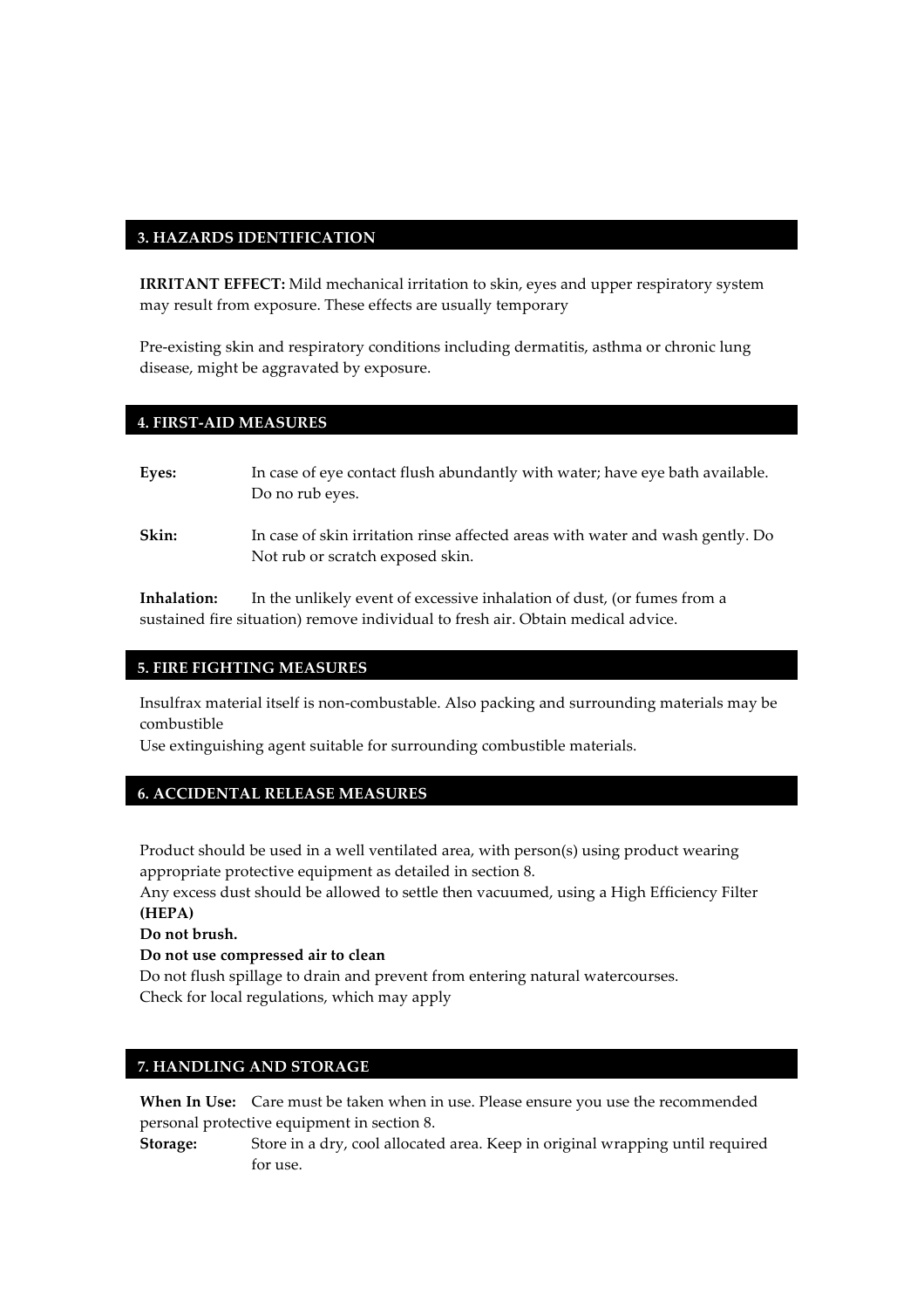## 3. HAZARDS IDENTIFICATION

**IRRITANT EFFECT:** Mild mechanical irritation to skin, eyes and upper respiratory system may result from exposure. These effects are usually temporary

Pre-existing skin and respiratory conditions including dermatitis, asthma or chronic lung disease, might be aggravated by exposure.

## 4. FIRST-AID MEASURES

**Eyes:** In case of eye contact flush abundantly with water; have eye bath available. Do no rub eyes.

**Skin:** In case of skin irritation rinse affected areas with water and wash gently. Do Not rub or scratch exposed skin.

**Inhalation:** In the unlikely event of excessive inhalation of dust, (or fumes from a sustained fire situation) remove individual to fresh air. Obtain medical advice.

## 5. FIRE FIGHTING MEASURES

Insulfrax material itself is non-combustable. Also packing and surrounding materials may be combustible

Use extinguishing agent suitable for surrounding combustible materials.

## 6. ACCIDENTAL RELEASE MEASURES

Product should be used in a well ventilated area, with person(s) using product wearing appropriate protective equipment as detailed in section 8.

Any excess dust should be allowed to settle then vacuumed, using a High Efficiency Filter **(HEPA)**

**Do not brush.**

**Do not use compressed air to clean**

Do not flush spillage to drain and prevent from entering natural watercourses.

Check for local regulations, which may apply

## 7. HANDLING AND STORAGE

**When In Use:** Care must be taken when in use. Please ensure you use the recommended personal protective equipment in section 8.

**Storage:** Store in a dry, cool allocated area. Keep in original wrapping until required for use.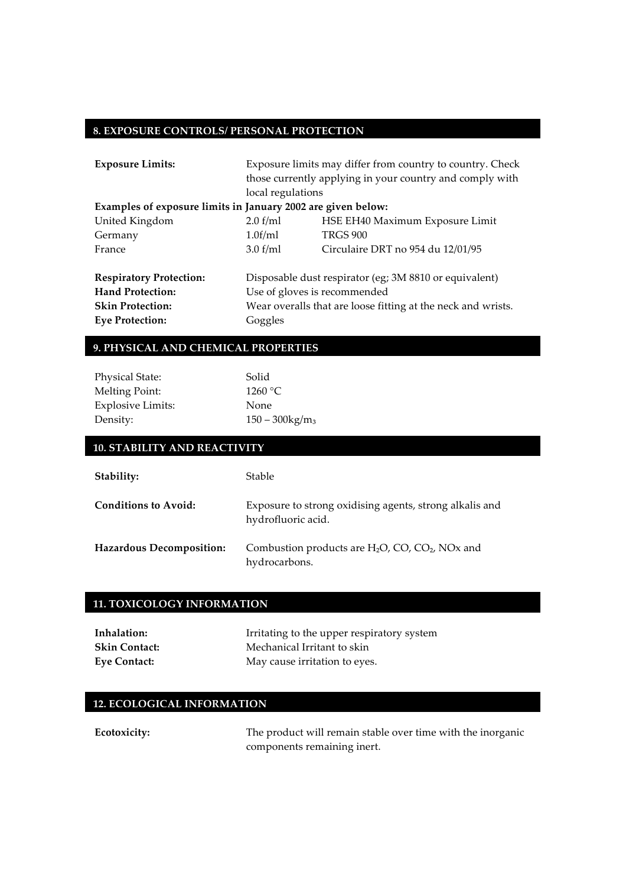## 8. EXPOSURE CONTROLS/ PERSONAL PROTECTION

**Exposure Limits:** Exposure limits may differ from country to country. Check those currently applying in your country and comply with local regulations

**Examples of exposure limits in January 2002 are given below:**

| | | |
|---|---|---|
| United Kingdom | 2.0 f/ml | HSE EH40 Maximum Exposure Limit |
| Germany | 1.0f/ml | TRGS 900 |
| France | 3.0 f/ml | Circulaire DRT no 954 du 12/01/95 |

**Respiratory Protection:** Disposable dust respirator (eg; 3M 8810 or equivalent)
**Hand Protection:** Use of gloves is recommended
**Skin Protection:** Wear overalls that are loose fitting at the neck and wrists.
**Eye Protection:** Goggles

## 9. PHYSICAL AND CHEMICAL PROPERTIES

Physical State: Solid
Melting Point: 1260 °C
Explosive Limits: None
Density: 150 – 300kg/$m_3$

## 10. STABILITY AND REACTIVITY

**Stability:** Stable

**Conditions to Avoid:** Exposure to strong oxidising agents, strong alkalis and hydrofluoric acid.

**Hazardous Decomposition:** Combustion products are $H_2O$, CO, $CO_2$, NOx and hydrocarbons.

## 11. TOXICOLOGY INFORMATION

**Inhalation:** Irritating to the upper respiratory system
**Skin Contact:** Mechanical Irritant to skin
**Eye Contact:** May cause irritation to eyes.

## 12. ECOLOGICAL INFORMATION

**Ecotoxicity:** The product will remain stable over time with the inorganic components remaining inert.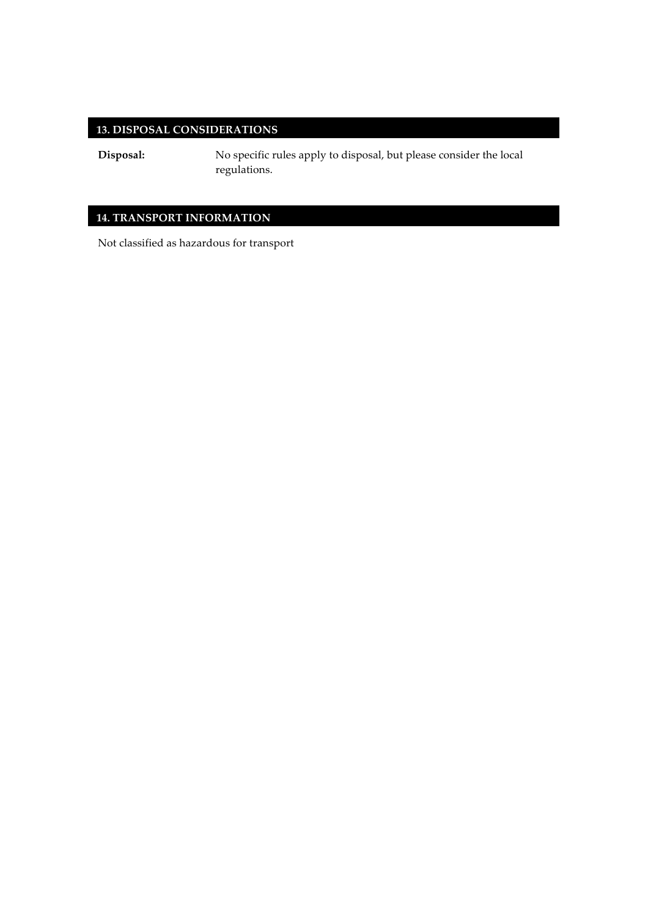## 13. DISPOSAL CONSIDERATIONS

**Disposal:** No specific rules apply to disposal, but please consider the local regulations.

## 14. TRANSPORT INFORMATION

Not classified as hazardous for transport